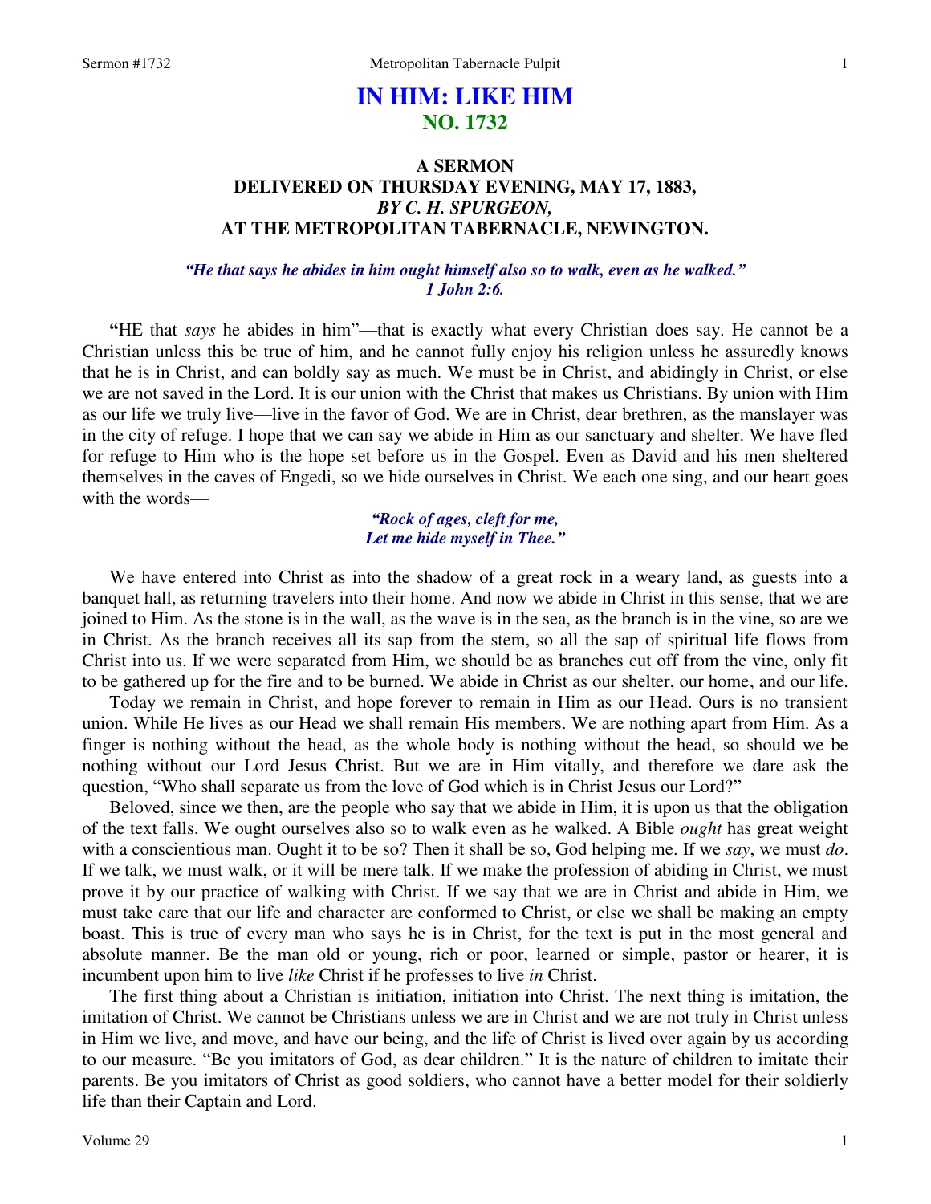# IN HIM: LIKE HIM
## NO. 1732

### A SERMON
### DELIVERED ON THURSDAY EVENING, MAY 17, 1883,
### *BY C. H. SPURGEON,*
### AT THE METROPOLITAN TABERNACLE, NEWINGTON.

*"He that says he abides in him ought himself also so to walk, even as he walked."*
*1 John 2:6.*

"HE that *says* he abides in him"—that is exactly what every Christian does say. He cannot be a Christian unless this be true of him, and he cannot fully enjoy his religion unless he assuredly knows that he is in Christ, and can boldly say as much. We must be in Christ, and abidingly in Christ, or else we are not saved in the Lord. It is our union with the Christ that makes us Christians. By union with Him as our life we truly live—live in the favor of God. We are in Christ, dear brethren, as the manslayer was in the city of refuge. I hope that we can say we abide in Him as our sanctuary and shelter. We have fled for refuge to Him who is the hope set before us in the Gospel. Even as David and his men sheltered themselves in the caves of Engedi, so we hide ourselves in Christ. We each one sing, and our heart goes with the words—

*"Rock of ages, cleft for me,*
*Let me hide myself in Thee."*

We have entered into Christ as into the shadow of a great rock in a weary land, as guests into a banquet hall, as returning travelers into their home. And now we abide in Christ in this sense, that we are joined to Him. As the stone is in the wall, as the wave is in the sea, as the branch is in the vine, so are we in Christ. As the branch receives all its sap from the stem, so all the sap of spiritual life flows from Christ into us. If we were separated from Him, we should be as branches cut off from the vine, only fit to be gathered up for the fire and to be burned. We abide in Christ as our shelter, our home, and our life.

Today we remain in Christ, and hope forever to remain in Him as our Head. Ours is no transient union. While He lives as our Head we shall remain His members. We are nothing apart from Him. As a finger is nothing without the head, as the whole body is nothing without the head, so should we be nothing without our Lord Jesus Christ. But we are in Him vitally, and therefore we dare ask the question, "Who shall separate us from the love of God which is in Christ Jesus our Lord?"

Beloved, since we then, are the people who say that we abide in Him, it is upon us that the obligation of the text falls. We ought ourselves also so to walk even as he walked. A Bible *ought* has great weight with a conscientious man. Ought it to be so? Then it shall be so, God helping me. If we *say*, we must *do*. If we talk, we must walk, or it will be mere talk. If we make the profession of abiding in Christ, we must prove it by our practice of walking with Christ. If we say that we are in Christ and abide in Him, we must take care that our life and character are conformed to Christ, or else we shall be making an empty boast. This is true of every man who says he is in Christ, for the text is put in the most general and absolute manner. Be the man old or young, rich or poor, learned or simple, pastor or hearer, it is incumbent upon him to live *like* Christ if he professes to live *in* Christ.

The first thing about a Christian is initiation, initiation into Christ. The next thing is imitation, the imitation of Christ. We cannot be Christians unless we are in Christ and we are not truly in Christ unless in Him we live, and move, and have our being, and the life of Christ is lived over again by us according to our measure. "Be you imitators of God, as dear children." It is the nature of children to imitate their parents. Be you imitators of Christ as good soldiers, who cannot have a better model for their soldierly life than their Captain and Lord.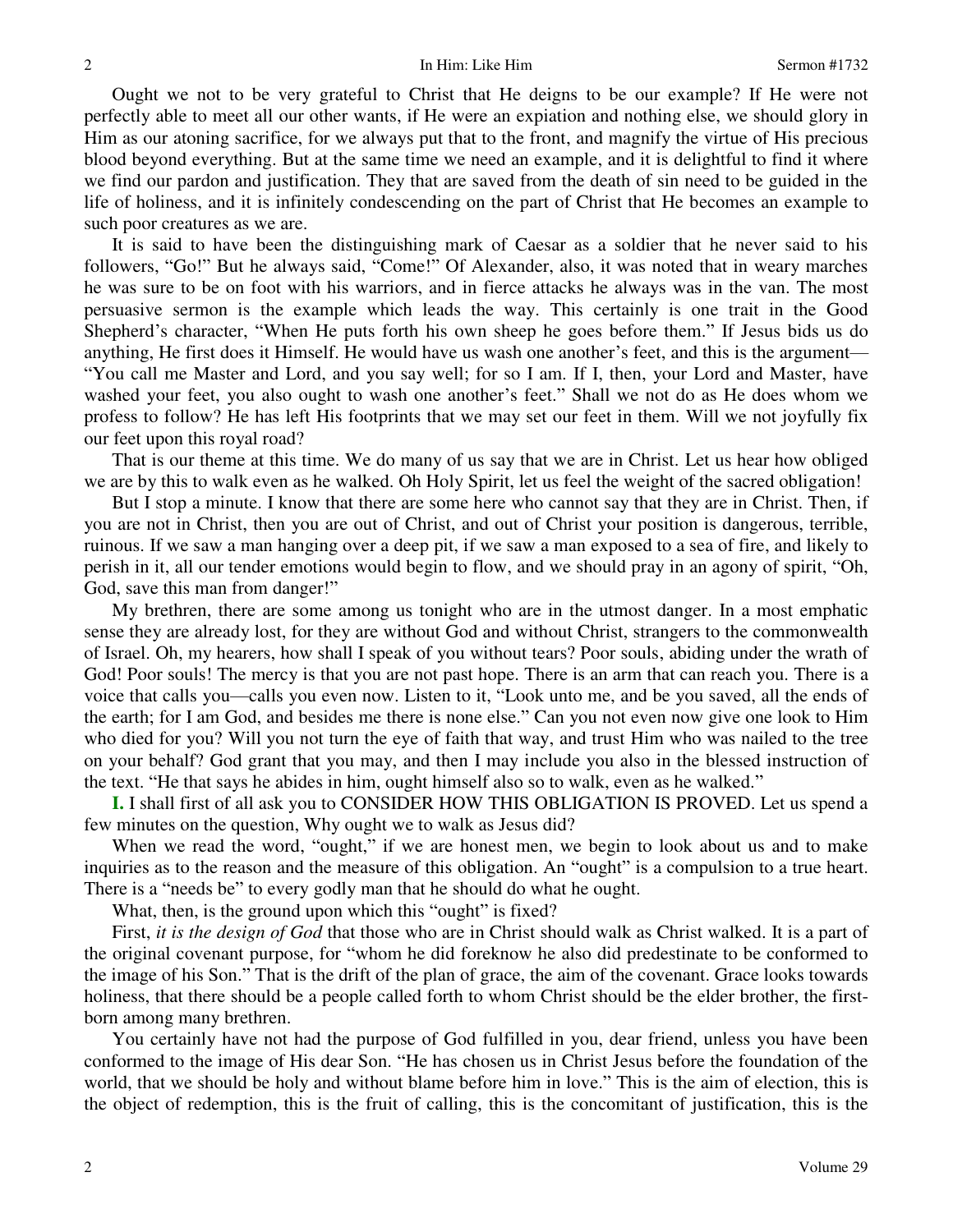Ought we not to be very grateful to Christ that He deigns to be our example? If He were not perfectly able to meet all our other wants, if He were an expiation and nothing else, we should glory in Him as our atoning sacrifice, for we always put that to the front, and magnify the virtue of His precious blood beyond everything. But at the same time we need an example, and it is delightful to find it where we find our pardon and justification. They that are saved from the death of sin need to be guided in the life of holiness, and it is infinitely condescending on the part of Christ that He becomes an example to such poor creatures as we are.

It is said to have been the distinguishing mark of Caesar as a soldier that he never said to his followers, "Go!" But he always said, "Come!" Of Alexander, also, it was noted that in weary marches he was sure to be on foot with his warriors, and in fierce attacks he always was in the van. The most persuasive sermon is the example which leads the way. This certainly is one trait in the Good Shepherd's character, "When He puts forth his own sheep he goes before them." If Jesus bids us do anything, He first does it Himself. He would have us wash one another's feet, and this is the argument—"You call me Master and Lord, and you say well; for so I am. If I, then, your Lord and Master, have washed your feet, you also ought to wash one another's feet." Shall we not do as He does whom we profess to follow? He has left His footprints that we may set our feet in them. Will we not joyfully fix our feet upon this royal road?

That is our theme at this time. We do many of us say that we are in Christ. Let us hear how obliged we are by this to walk even as he walked. Oh Holy Spirit, let us feel the weight of the sacred obligation!

But I stop a minute. I know that there are some here who cannot say that they are in Christ. Then, if you are not in Christ, then you are out of Christ, and out of Christ your position is dangerous, terrible, ruinous. If we saw a man hanging over a deep pit, if we saw a man exposed to a sea of fire, and likely to perish in it, all our tender emotions would begin to flow, and we should pray in an agony of spirit, "Oh, God, save this man from danger!"

My brethren, there are some among us tonight who are in the utmost danger. In a most emphatic sense they are already lost, for they are without God and without Christ, strangers to the commonwealth of Israel. Oh, my hearers, how shall I speak of you without tears? Poor souls, abiding under the wrath of God! Poor souls! The mercy is that you are not past hope. There is an arm that can reach you. There is a voice that calls you—calls you even now. Listen to it, "Look unto me, and be you saved, all the ends of the earth; for I am God, and besides me there is none else." Can you not even now give one look to Him who died for you? Will you not turn the eye of faith that way, and trust Him who was nailed to the tree on your behalf? God grant that you may, and then I may include you also in the blessed instruction of the text. "He that says he abides in him, ought himself also so to walk, even as he walked."

**I.** I shall first of all ask you to CONSIDER HOW THIS OBLIGATION IS PROVED. Let us spend a few minutes on the question, Why ought we to walk as Jesus did?

When we read the word, "ought," if we are honest men, we begin to look about us and to make inquiries as to the reason and the measure of this obligation. An "ought" is a compulsion to a true heart. There is a "needs be" to every godly man that he should do what he ought.

What, then, is the ground upon which this "ought" is fixed?

First, *it is the design of God* that those who are in Christ should walk as Christ walked. It is a part of the original covenant purpose, for "whom he did foreknow he also did predestinate to be conformed to the image of his Son." That is the drift of the plan of grace, the aim of the covenant. Grace looks towards holiness, that there should be a people called forth to whom Christ should be the elder brother, the first-born among many brethren.

You certainly have not had the purpose of God fulfilled in you, dear friend, unless you have been conformed to the image of His dear Son. "He has chosen us in Christ Jesus before the foundation of the world, that we should be holy and without blame before him in love." This is the aim of election, this is the object of redemption, this is the fruit of calling, this is the concomitant of justification, this is the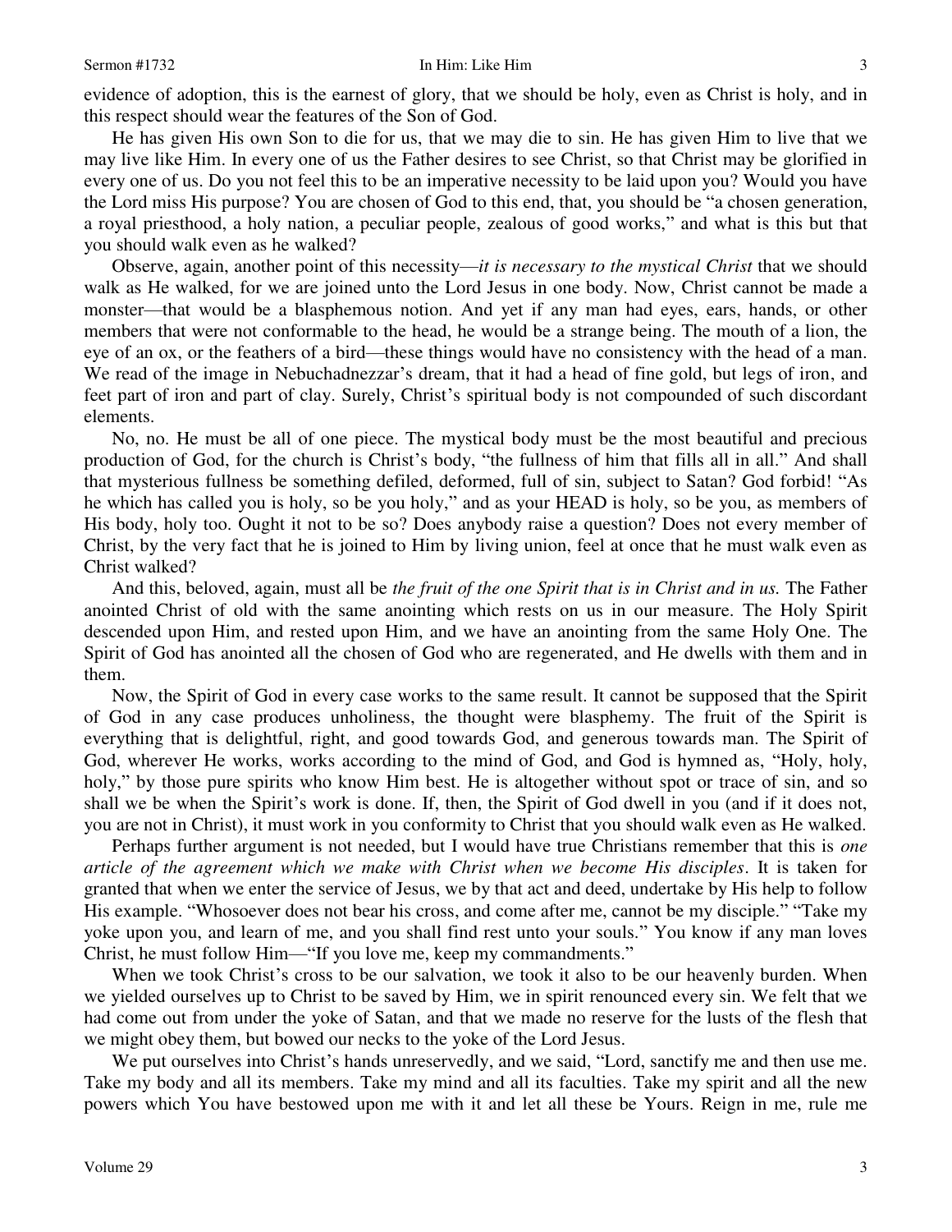evidence of adoption, this is the earnest of glory, that we should be holy, even as Christ is holy, and in this respect should wear the features of the Son of God.

He has given His own Son to die for us, that we may die to sin. He has given Him to live that we may live like Him. In every one of us the Father desires to see Christ, so that Christ may be glorified in every one of us. Do you not feel this to be an imperative necessity to be laid upon you? Would you have the Lord miss His purpose? You are chosen of God to this end, that, you should be "a chosen generation, a royal priesthood, a holy nation, a peculiar people, zealous of good works," and what is this but that you should walk even as he walked?

Observe, again, another point of this necessity—*it is necessary to the mystical Christ* that we should walk as He walked, for we are joined unto the Lord Jesus in one body. Now, Christ cannot be made a monster—that would be a blasphemous notion. And yet if any man had eyes, ears, hands, or other members that were not conformable to the head, he would be a strange being. The mouth of a lion, the eye of an ox, or the feathers of a bird—these things would have no consistency with the head of a man. We read of the image in Nebuchadnezzar's dream, that it had a head of fine gold, but legs of iron, and feet part of iron and part of clay. Surely, Christ's spiritual body is not compounded of such discordant elements.

No, no. He must be all of one piece. The mystical body must be the most beautiful and precious production of God, for the church is Christ's body, "the fullness of him that fills all in all." And shall that mysterious fullness be something defiled, deformed, full of sin, subject to Satan? God forbid! "As he which has called you is holy, so be you holy," and as your HEAD is holy, so be you, as members of His body, holy too. Ought it not to be so? Does anybody raise a question? Does not every member of Christ, by the very fact that he is joined to Him by living union, feel at once that he must walk even as Christ walked?

And this, beloved, again, must all be *the fruit of the one Spirit that is in Christ and in us.* The Father anointed Christ of old with the same anointing which rests on us in our measure. The Holy Spirit descended upon Him, and rested upon Him, and we have an anointing from the same Holy One. The Spirit of God has anointed all the chosen of God who are regenerated, and He dwells with them and in them.

Now, the Spirit of God in every case works to the same result. It cannot be supposed that the Spirit of God in any case produces unholiness, the thought were blasphemy. The fruit of the Spirit is everything that is delightful, right, and good towards God, and generous towards man. The Spirit of God, wherever He works, works according to the mind of God, and God is hymned as, "Holy, holy, holy," by those pure spirits who know Him best. He is altogether without spot or trace of sin, and so shall we be when the Spirit's work is done. If, then, the Spirit of God dwell in you (and if it does not, you are not in Christ), it must work in you conformity to Christ that you should walk even as He walked.

Perhaps further argument is not needed, but I would have true Christians remember that this is *one article of the agreement which we make with Christ when we become His disciples*. It is taken for granted that when we enter the service of Jesus, we by that act and deed, undertake by His help to follow His example. "Whosoever does not bear his cross, and come after me, cannot be my disciple." "Take my yoke upon you, and learn of me, and you shall find rest unto your souls." You know if any man loves Christ, he must follow Him—"If you love me, keep my commandments."

When we took Christ's cross to be our salvation, we took it also to be our heavenly burden. When we yielded ourselves up to Christ to be saved by Him, we in spirit renounced every sin. We felt that we had come out from under the yoke of Satan, and that we made no reserve for the lusts of the flesh that we might obey them, but bowed our necks to the yoke of the Lord Jesus.

We put ourselves into Christ's hands unreservedly, and we said, "Lord, sanctify me and then use me. Take my body and all its members. Take my mind and all its faculties. Take my spirit and all the new powers which You have bestowed upon me with it and let all these be Yours. Reign in me, rule me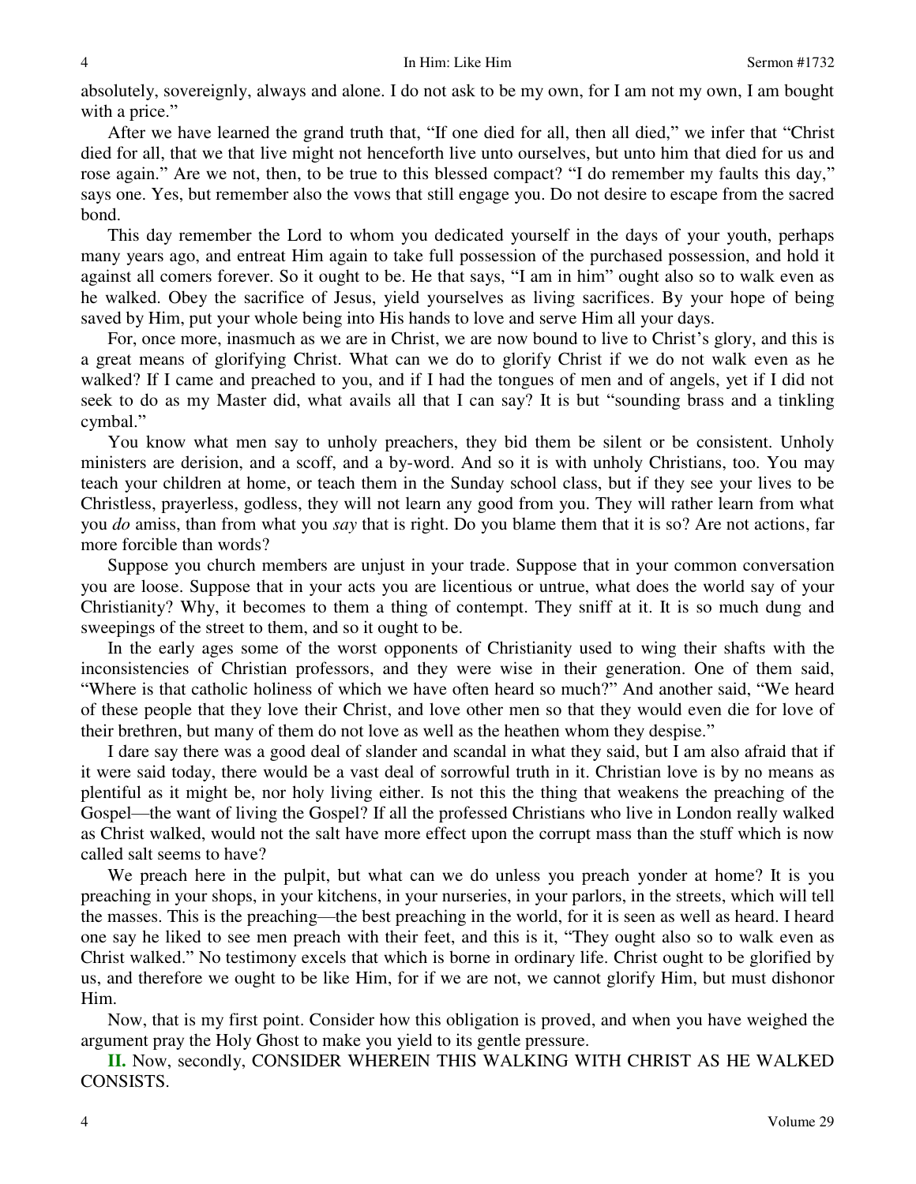absolutely, sovereignly, always and alone. I do not ask to be my own, for I am not my own, I am bought with a price."

After we have learned the grand truth that, "If one died for all, then all died," we infer that "Christ died for all, that we that live might not henceforth live unto ourselves, but unto him that died for us and rose again." Are we not, then, to be true to this blessed compact? "I do remember my faults this day," says one. Yes, but remember also the vows that still engage you. Do not desire to escape from the sacred bond.

This day remember the Lord to whom you dedicated yourself in the days of your youth, perhaps many years ago, and entreat Him again to take full possession of the purchased possession, and hold it against all comers forever. So it ought to be. He that says, "I am in him" ought also so to walk even as he walked. Obey the sacrifice of Jesus, yield yourselves as living sacrifices. By your hope of being saved by Him, put your whole being into His hands to love and serve Him all your days.

For, once more, inasmuch as we are in Christ, we are now bound to live to Christ's glory, and this is a great means of glorifying Christ. What can we do to glorify Christ if we do not walk even as he walked? If I came and preached to you, and if I had the tongues of men and of angels, yet if I did not seek to do as my Master did, what avails all that I can say? It is but "sounding brass and a tinkling cymbal."

You know what men say to unholy preachers, they bid them be silent or be consistent. Unholy ministers are derision, and a scoff, and a by-word. And so it is with unholy Christians, too. You may teach your children at home, or teach them in the Sunday school class, but if they see your lives to be Christless, prayerless, godless, they will not learn any good from you. They will rather learn from what you *do* amiss, than from what you *say* that is right. Do you blame them that it is so? Are not actions, far more forcible than words?

Suppose you church members are unjust in your trade. Suppose that in your common conversation you are loose. Suppose that in your acts you are licentious or untrue, what does the world say of your Christianity? Why, it becomes to them a thing of contempt. They sniff at it. It is so much dung and sweepings of the street to them, and so it ought to be.

In the early ages some of the worst opponents of Christianity used to wing their shafts with the inconsistencies of Christian professors, and they were wise in their generation. One of them said, "Where is that catholic holiness of which we have often heard so much?" And another said, "We heard of these people that they love their Christ, and love other men so that they would even die for love of their brethren, but many of them do not love as well as the heathen whom they despise."

I dare say there was a good deal of slander and scandal in what they said, but I am also afraid that if it were said today, there would be a vast deal of sorrowful truth in it. Christian love is by no means as plentiful as it might be, nor holy living either. Is not this the thing that weakens the preaching of the Gospel—the want of living the Gospel? If all the professed Christians who live in London really walked as Christ walked, would not the salt have more effect upon the corrupt mass than the stuff which is now called salt seems to have?

We preach here in the pulpit, but what can we do unless you preach yonder at home? It is you preaching in your shops, in your kitchens, in your nurseries, in your parlors, in the streets, which will tell the masses. This is the preaching—the best preaching in the world, for it is seen as well as heard. I heard one say he liked to see men preach with their feet, and this is it, "They ought also so to walk even as Christ walked." No testimony excels that which is borne in ordinary life. Christ ought to be glorified by us, and therefore we ought to be like Him, for if we are not, we cannot glorify Him, but must dishonor Him.

Now, that is my first point. Consider how this obligation is proved, and when you have weighed the argument pray the Holy Ghost to make you yield to its gentle pressure.

**II.** Now, secondly, CONSIDER WHEREIN THIS WALKING WITH CHRIST AS HE WALKED CONSISTS.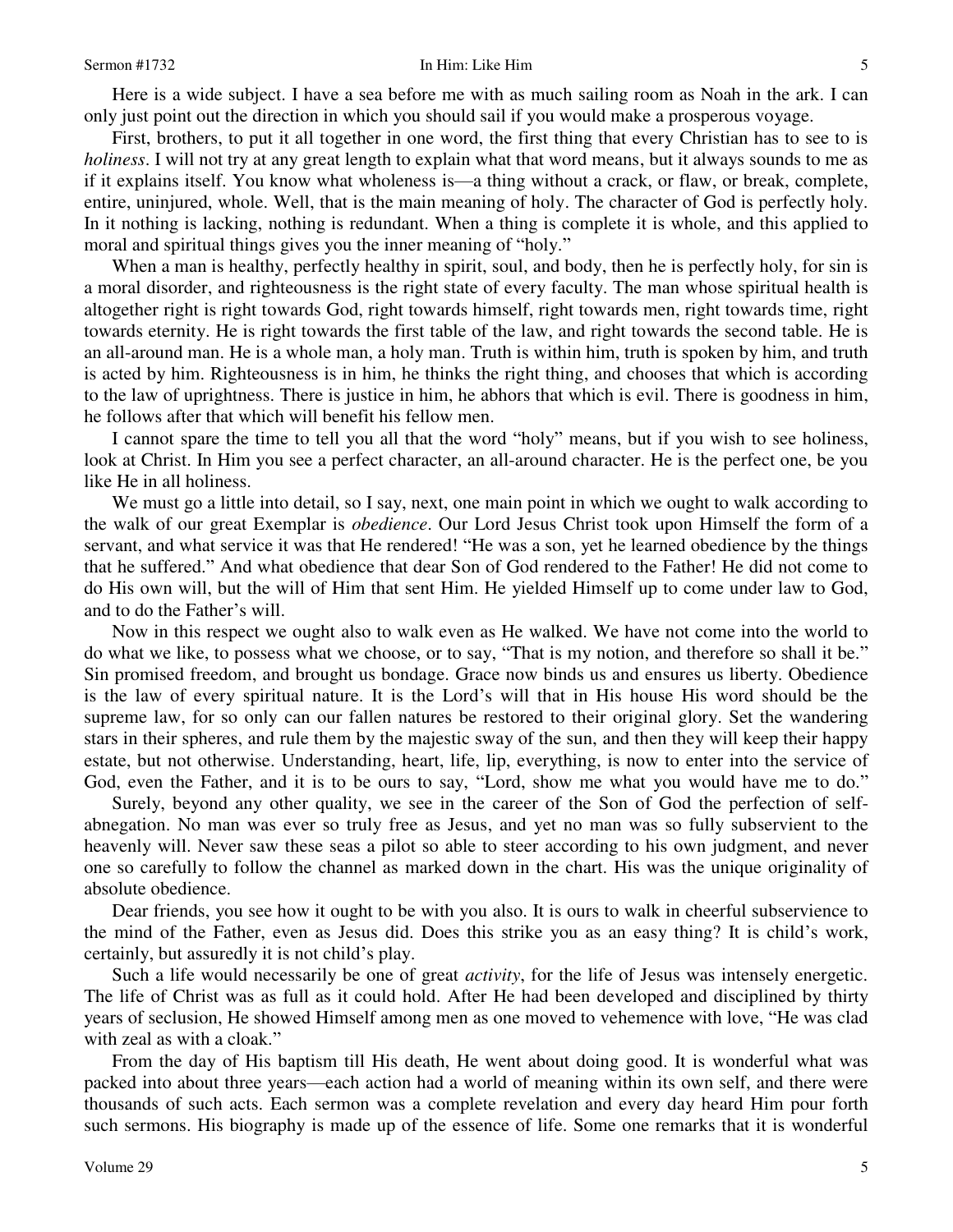Here is a wide subject. I have a sea before me with as much sailing room as Noah in the ark. I can only just point out the direction in which you should sail if you would make a prosperous voyage.

First, brothers, to put it all together in one word, the first thing that every Christian has to see to is *holiness*. I will not try at any great length to explain what that word means, but it always sounds to me as if it explains itself. You know what wholeness is—a thing without a crack, or flaw, or break, complete, entire, uninjured, whole. Well, that is the main meaning of holy. The character of God is perfectly holy. In it nothing is lacking, nothing is redundant. When a thing is complete it is whole, and this applied to moral and spiritual things gives you the inner meaning of "holy."

When a man is healthy, perfectly healthy in spirit, soul, and body, then he is perfectly holy, for sin is a moral disorder, and righteousness is the right state of every faculty. The man whose spiritual health is altogether right is right towards God, right towards himself, right towards men, right towards time, right towards eternity. He is right towards the first table of the law, and right towards the second table. He is an all-around man. He is a whole man, a holy man. Truth is within him, truth is spoken by him, and truth is acted by him. Righteousness is in him, he thinks the right thing, and chooses that which is according to the law of uprightness. There is justice in him, he abhors that which is evil. There is goodness in him, he follows after that which will benefit his fellow men.

I cannot spare the time to tell you all that the word "holy" means, but if you wish to see holiness, look at Christ. In Him you see a perfect character, an all-around character. He is the perfect one, be you like He in all holiness.

We must go a little into detail, so I say, next, one main point in which we ought to walk according to the walk of our great Exemplar is *obedience*. Our Lord Jesus Christ took upon Himself the form of a servant, and what service it was that He rendered! "He was a son, yet he learned obedience by the things that he suffered." And what obedience that dear Son of God rendered to the Father! He did not come to do His own will, but the will of Him that sent Him. He yielded Himself up to come under law to God, and to do the Father's will.

Now in this respect we ought also to walk even as He walked. We have not come into the world to do what we like, to possess what we choose, or to say, "That is my notion, and therefore so shall it be." Sin promised freedom, and brought us bondage. Grace now binds us and ensures us liberty. Obedience is the law of every spiritual nature. It is the Lord's will that in His house His word should be the supreme law, for so only can our fallen natures be restored to their original glory. Set the wandering stars in their spheres, and rule them by the majestic sway of the sun, and then they will keep their happy estate, but not otherwise. Understanding, heart, life, lip, everything, is now to enter into the service of God, even the Father, and it is to be ours to say, "Lord, show me what you would have me to do."

Surely, beyond any other quality, we see in the career of the Son of God the perfection of self-abnegation. No man was ever so truly free as Jesus, and yet no man was so fully subservient to the heavenly will. Never saw these seas a pilot so able to steer according to his own judgment, and never one so carefully to follow the channel as marked down in the chart. His was the unique originality of absolute obedience.

Dear friends, you see how it ought to be with you also. It is ours to walk in cheerful subservience to the mind of the Father, even as Jesus did. Does this strike you as an easy thing? It is child's work, certainly, but assuredly it is not child's play.

Such a life would necessarily be one of great *activity*, for the life of Jesus was intensely energetic. The life of Christ was as full as it could hold. After He had been developed and disciplined by thirty years of seclusion, He showed Himself among men as one moved to vehemence with love, "He was clad with zeal as with a cloak."

From the day of His baptism till His death, He went about doing good. It is wonderful what was packed into about three years—each action had a world of meaning within its own self, and there were thousands of such acts. Each sermon was a complete revelation and every day heard Him pour forth such sermons. His biography is made up of the essence of life. Some one remarks that it is wonderful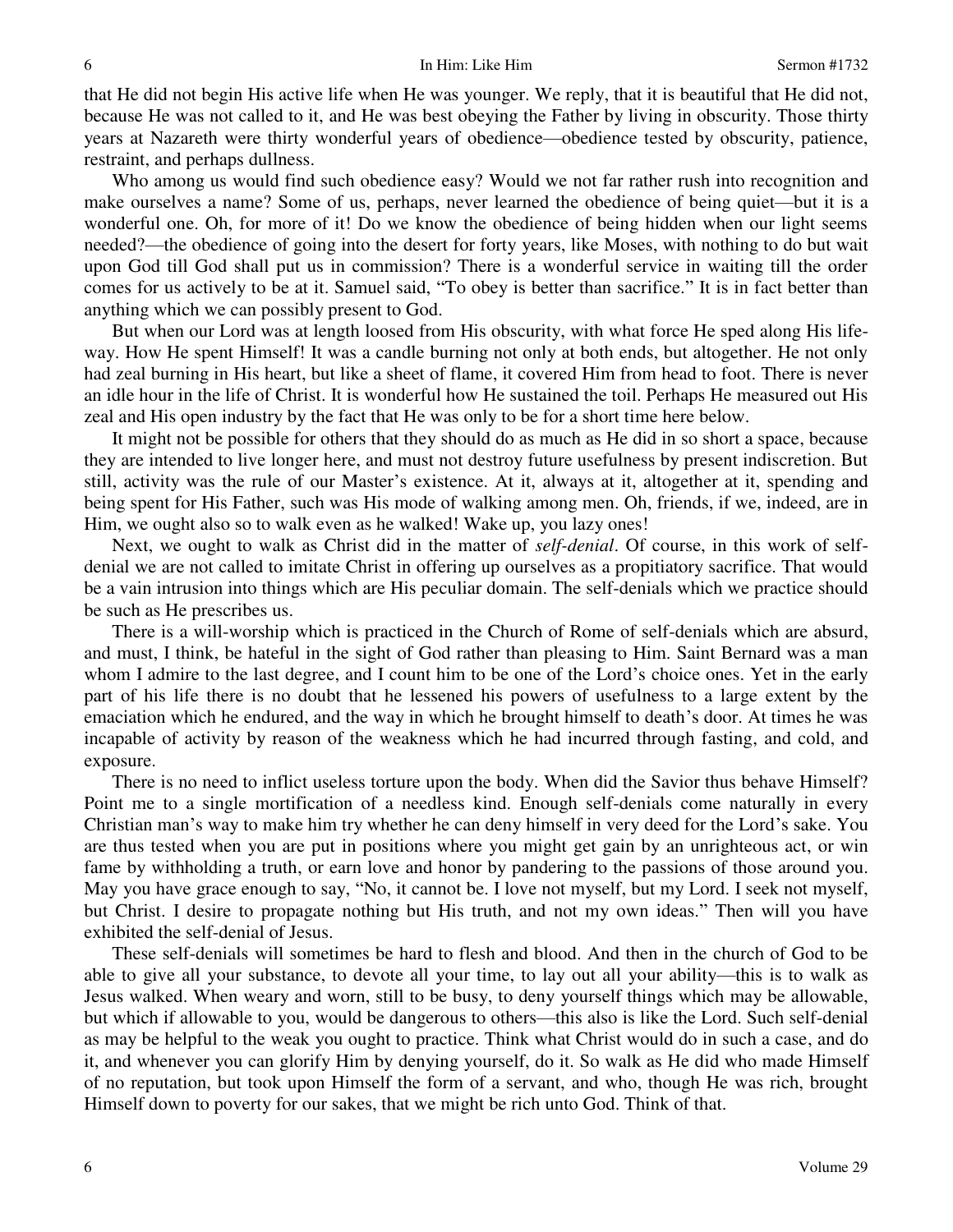that He did not begin His active life when He was younger. We reply, that it is beautiful that He did not, because He was not called to it, and He was best obeying the Father by living in obscurity. Those thirty years at Nazareth were thirty wonderful years of obedience—obedience tested by obscurity, patience, restraint, and perhaps dullness.

Who among us would find such obedience easy? Would we not far rather rush into recognition and make ourselves a name? Some of us, perhaps, never learned the obedience of being quiet—but it is a wonderful one. Oh, for more of it! Do we know the obedience of being hidden when our light seems needed?—the obedience of going into the desert for forty years, like Moses, with nothing to do but wait upon God till God shall put us in commission? There is a wonderful service in waiting till the order comes for us actively to be at it. Samuel said, "To obey is better than sacrifice." It is in fact better than anything which we can possibly present to God.

But when our Lord was at length loosed from His obscurity, with what force He sped along His life-way. How He spent Himself! It was a candle burning not only at both ends, but altogether. He not only had zeal burning in His heart, but like a sheet of flame, it covered Him from head to foot. There is never an idle hour in the life of Christ. It is wonderful how He sustained the toil. Perhaps He measured out His zeal and His open industry by the fact that He was only to be for a short time here below.

It might not be possible for others that they should do as much as He did in so short a space, because they are intended to live longer here, and must not destroy future usefulness by present indiscretion. But still, activity was the rule of our Master's existence. At it, always at it, altogether at it, spending and being spent for His Father, such was His mode of walking among men. Oh, friends, if we, indeed, are in Him, we ought also so to walk even as he walked! Wake up, you lazy ones!

Next, we ought to walk as Christ did in the matter of *self-denial*. Of course, in this work of self-denial we are not called to imitate Christ in offering up ourselves as a propitiatory sacrifice. That would be a vain intrusion into things which are His peculiar domain. The self-denials which we practice should be such as He prescribes us.

There is a will-worship which is practiced in the Church of Rome of self-denials which are absurd, and must, I think, be hateful in the sight of God rather than pleasing to Him. Saint Bernard was a man whom I admire to the last degree, and I count him to be one of the Lord's choice ones. Yet in the early part of his life there is no doubt that he lessened his powers of usefulness to a large extent by the emaciation which he endured, and the way in which he brought himself to death's door. At times he was incapable of activity by reason of the weakness which he had incurred through fasting, and cold, and exposure.

There is no need to inflict useless torture upon the body. When did the Savior thus behave Himself? Point me to a single mortification of a needless kind. Enough self-denials come naturally in every Christian man's way to make him try whether he can deny himself in very deed for the Lord's sake. You are thus tested when you are put in positions where you might get gain by an unrighteous act, or win fame by withholding a truth, or earn love and honor by pandering to the passions of those around you. May you have grace enough to say, "No, it cannot be. I love not myself, but my Lord. I seek not myself, but Christ. I desire to propagate nothing but His truth, and not my own ideas." Then will you have exhibited the self-denial of Jesus.

These self-denials will sometimes be hard to flesh and blood. And then in the church of God to be able to give all your substance, to devote all your time, to lay out all your ability—this is to walk as Jesus walked. When weary and worn, still to be busy, to deny yourself things which may be allowable, but which if allowable to you, would be dangerous to others—this also is like the Lord. Such self-denial as may be helpful to the weak you ought to practice. Think what Christ would do in such a case, and do it, and whenever you can glorify Him by denying yourself, do it. So walk as He did who made Himself of no reputation, but took upon Himself the form of a servant, and who, though He was rich, brought Himself down to poverty for our sakes, that we might be rich unto God. Think of that.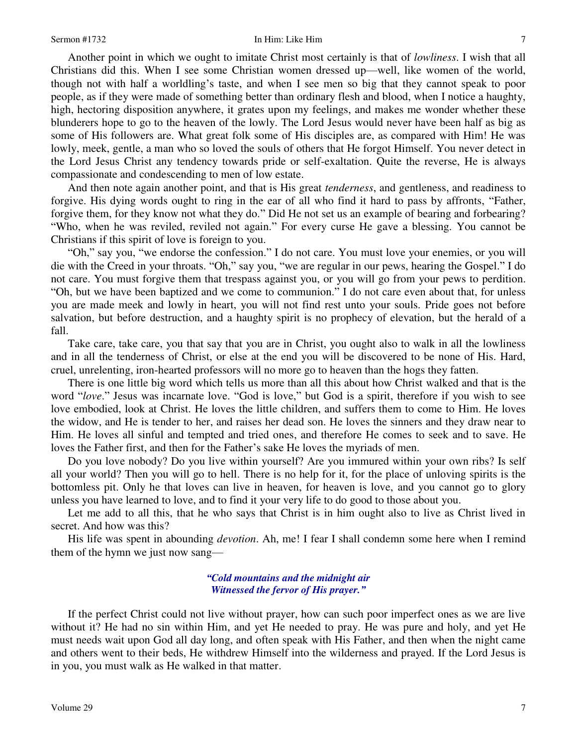Another point in which we ought to imitate Christ most certainly is that of *lowliness*. I wish that all Christians did this. When I see some Christian women dressed up—well, like women of the world, though not with half a worldling's taste, and when I see men so big that they cannot speak to poor people, as if they were made of something better than ordinary flesh and blood, when I notice a haughty, high, hectoring disposition anywhere, it grates upon my feelings, and makes me wonder whether these blunderers hope to go to the heaven of the lowly. The Lord Jesus would never have been half as big as some of His followers are. What great folk some of His disciples are, as compared with Him! He was lowly, meek, gentle, a man who so loved the souls of others that He forgot Himself. You never detect in the Lord Jesus Christ any tendency towards pride or self-exaltation. Quite the reverse, He is always compassionate and condescending to men of low estate.

And then note again another point, and that is His great *tenderness*, and gentleness, and readiness to forgive. His dying words ought to ring in the ear of all who find it hard to pass by affronts, "Father, forgive them, for they know not what they do." Did He not set us an example of bearing and forbearing? "Who, when he was reviled, reviled not again." For every curse He gave a blessing. You cannot be Christians if this spirit of love is foreign to you.

"Oh," say you, "we endorse the confession." I do not care. You must love your enemies, or you will die with the Creed in your throats. "Oh," say you, "we are regular in our pews, hearing the Gospel." I do not care. You must forgive them that trespass against you, or you will go from your pews to perdition. "Oh, but we have been baptized and we come to communion." I do not care even about that, for unless you are made meek and lowly in heart, you will not find rest unto your souls. Pride goes not before salvation, but before destruction, and a haughty spirit is no prophecy of elevation, but the herald of a fall.

Take care, take care, you that say that you are in Christ, you ought also to walk in all the lowliness and in all the tenderness of Christ, or else at the end you will be discovered to be none of His. Hard, cruel, unrelenting, iron-hearted professors will no more go to heaven than the hogs they fatten.

There is one little big word which tells us more than all this about how Christ walked and that is the word "*love*." Jesus was incarnate love. "God is love," but God is a spirit, therefore if you wish to see love embodied, look at Christ. He loves the little children, and suffers them to come to Him. He loves the widow, and He is tender to her, and raises her dead son. He loves the sinners and they draw near to Him. He loves all sinful and tempted and tried ones, and therefore He comes to seek and to save. He loves the Father first, and then for the Father's sake He loves the myriads of men.

Do you love nobody? Do you live within yourself? Are you immured within your own ribs? Is self all your world? Then you will go to hell. There is no help for it, for the place of unloving spirits is the bottomless pit. Only he that loves can live in heaven, for heaven is love, and you cannot go to glory unless you have learned to love, and to find it your very life to do good to those about you.

Let me add to all this, that he who says that Christ is in him ought also to live as Christ lived in secret. And how was this?

His life was spent in abounding *devotion*. Ah, me! I fear I shall condemn some here when I remind them of the hymn we just now sang—

> ***"Cold mountains and the midnight air***
> ***Witnessed the fervor of His prayer."***

If the perfect Christ could not live without prayer, how can such poor imperfect ones as we are live without it? He had no sin within Him, and yet He needed to pray. He was pure and holy, and yet He must needs wait upon God all day long, and often speak with His Father, and then when the night came and others went to their beds, He withdrew Himself into the wilderness and prayed. If the Lord Jesus is in you, you must walk as He walked in that matter.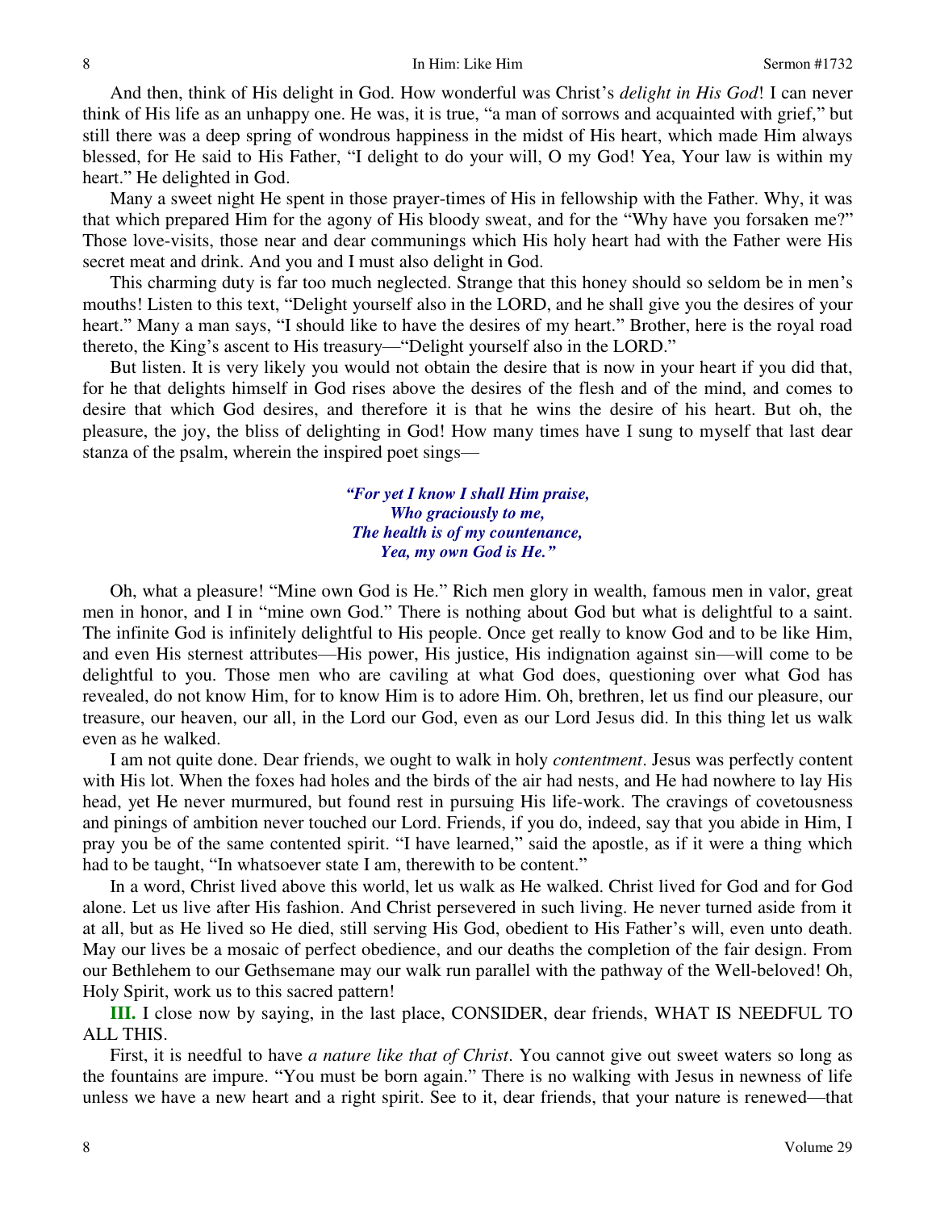And then, think of His delight in God. How wonderful was Christ's *delight in His God*! I can never think of His life as an unhappy one. He was, it is true, "a man of sorrows and acquainted with grief," but still there was a deep spring of wondrous happiness in the midst of His heart, which made Him always blessed, for He said to His Father, "I delight to do your will, O my God! Yea, Your law is within my heart." He delighted in God.

Many a sweet night He spent in those prayer-times of His in fellowship with the Father. Why, it was that which prepared Him for the agony of His bloody sweat, and for the "Why have you forsaken me?" Those love-visits, those near and dear communings which His holy heart had with the Father were His secret meat and drink. And you and I must also delight in God.

This charming duty is far too much neglected. Strange that this honey should so seldom be in men's mouths! Listen to this text, "Delight yourself also in the LORD, and he shall give you the desires of your heart." Many a man says, "I should like to have the desires of my heart." Brother, here is the royal road thereto, the King's ascent to His treasury—"Delight yourself also in the LORD."

But listen. It is very likely you would not obtain the desire that is now in your heart if you did that, for he that delights himself in God rises above the desires of the flesh and of the mind, and comes to desire that which God desires, and therefore it is that he wins the desire of his heart. But oh, the pleasure, the joy, the bliss of delighting in God! How many times have I sung to myself that last dear stanza of the psalm, wherein the inspired poet sings—

> ***"For yet I know I shall Him praise,***
> ***Who graciously to me,***
> ***The health is of my countenance,***
> ***Yea, my own God is He."***

Oh, what a pleasure! "Mine own God is He." Rich men glory in wealth, famous men in valor, great men in honor, and I in "mine own God." There is nothing about God but what is delightful to a saint. The infinite God is infinitely delightful to His people. Once get really to know God and to be like Him, and even His sternest attributes—His power, His justice, His indignation against sin—will come to be delightful to you. Those men who are caviling at what God does, questioning over what God has revealed, do not know Him, for to know Him is to adore Him. Oh, brethren, let us find our pleasure, our treasure, our heaven, our all, in the Lord our God, even as our Lord Jesus did. In this thing let us walk even as he walked.

I am not quite done. Dear friends, we ought to walk in holy *contentment*. Jesus was perfectly content with His lot. When the foxes had holes and the birds of the air had nests, and He had nowhere to lay His head, yet He never murmured, but found rest in pursuing His life-work. The cravings of covetousness and pinings of ambition never touched our Lord. Friends, if you do, indeed, say that you abide in Him, I pray you be of the same contented spirit. "I have learned," said the apostle, as if it were a thing which had to be taught, "In whatsoever state I am, therewith to be content."

In a word, Christ lived above this world, let us walk as He walked. Christ lived for God and for God alone. Let us live after His fashion. And Christ persevered in such living. He never turned aside from it at all, but as He lived so He died, still serving His God, obedient to His Father's will, even unto death. May our lives be a mosaic of perfect obedience, and our deaths the completion of the fair design. From our Bethlehem to our Gethsemane may our walk run parallel with the pathway of the Well-beloved! Oh, Holy Spirit, work us to this sacred pattern!

**III.** I close now by saying, in the last place, CONSIDER, dear friends, WHAT IS NEEDFUL TO ALL THIS.

First, it is needful to have *a nature like that of Christ*. You cannot give out sweet waters so long as the fountains are impure. "You must be born again." There is no walking with Jesus in newness of life unless we have a new heart and a right spirit. See to it, dear friends, that your nature is renewed—that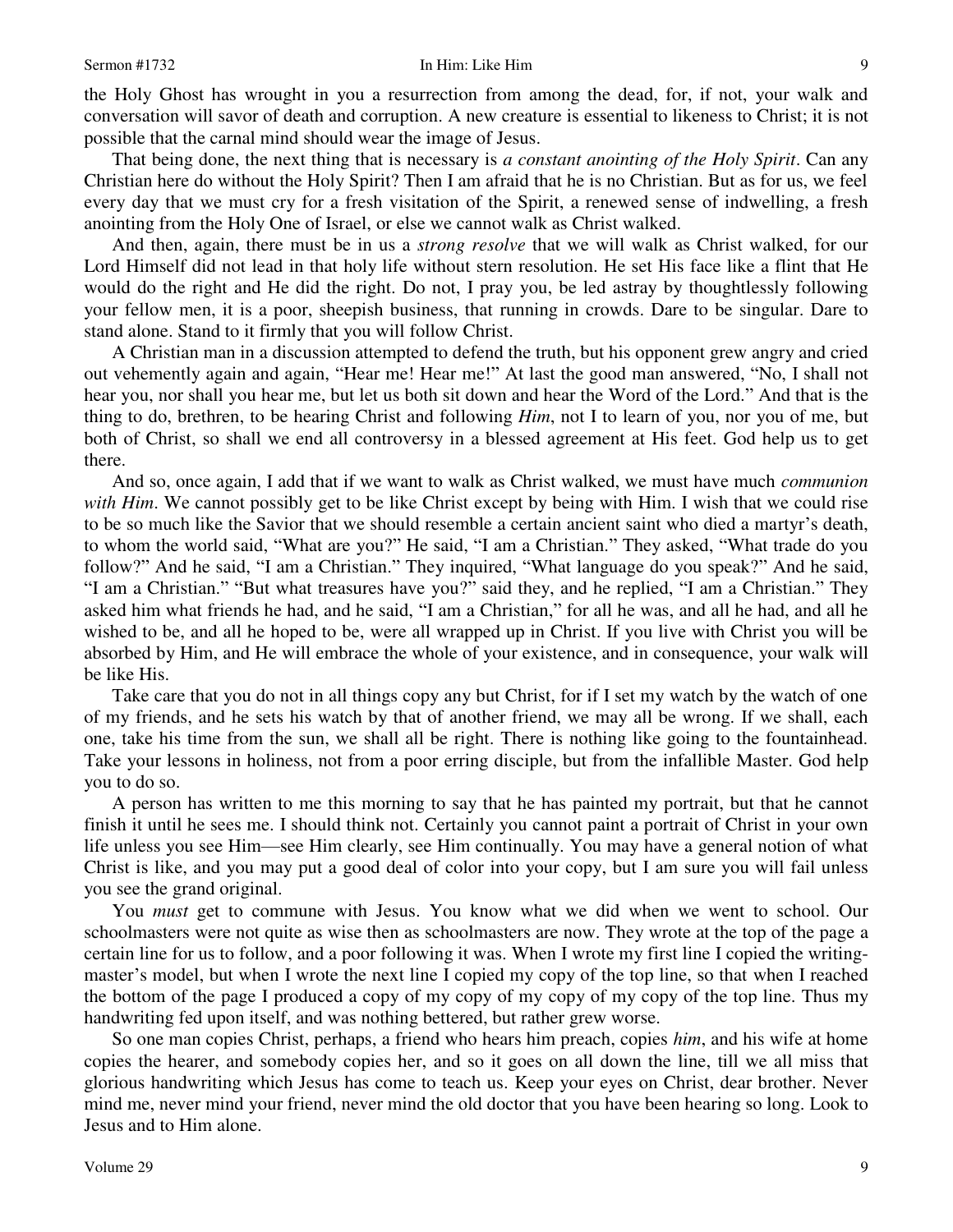the Holy Ghost has wrought in you a resurrection from among the dead, for, if not, your walk and conversation will savor of death and corruption. A new creature is essential to likeness to Christ; it is not possible that the carnal mind should wear the image of Jesus.

That being done, the next thing that is necessary is *a constant anointing of the Holy Spirit*. Can any Christian here do without the Holy Spirit? Then I am afraid that he is no Christian. But as for us, we feel every day that we must cry for a fresh visitation of the Spirit, a renewed sense of indwelling, a fresh anointing from the Holy One of Israel, or else we cannot walk as Christ walked.

And then, again, there must be in us a *strong resolve* that we will walk as Christ walked, for our Lord Himself did not lead in that holy life without stern resolution. He set His face like a flint that He would do the right and He did the right. Do not, I pray you, be led astray by thoughtlessly following your fellow men, it is a poor, sheepish business, that running in crowds. Dare to be singular. Dare to stand alone. Stand to it firmly that you will follow Christ.

A Christian man in a discussion attempted to defend the truth, but his opponent grew angry and cried out vehemently again and again, "Hear me! Hear me!" At last the good man answered, "No, I shall not hear you, nor shall you hear me, but let us both sit down and hear the Word of the Lord." And that is the thing to do, brethren, to be hearing Christ and following *Him*, not I to learn of you, nor you of me, but both of Christ, so shall we end all controversy in a blessed agreement at His feet. God help us to get there.

And so, once again, I add that if we want to walk as Christ walked, we must have much *communion with Him*. We cannot possibly get to be like Christ except by being with Him. I wish that we could rise to be so much like the Savior that we should resemble a certain ancient saint who died a martyr's death, to whom the world said, "What are you?" He said, "I am a Christian." They asked, "What trade do you follow?" And he said, "I am a Christian." They inquired, "What language do you speak?" And he said, "I am a Christian." "But what treasures have you?" said they, and he replied, "I am a Christian." They asked him what friends he had, and he said, "I am a Christian," for all he was, and all he had, and all he wished to be, and all he hoped to be, were all wrapped up in Christ. If you live with Christ you will be absorbed by Him, and He will embrace the whole of your existence, and in consequence, your walk will be like His.

Take care that you do not in all things copy any but Christ, for if I set my watch by the watch of one of my friends, and he sets his watch by that of another friend, we may all be wrong. If we shall, each one, take his time from the sun, we shall all be right. There is nothing like going to the fountainhead. Take your lessons in holiness, not from a poor erring disciple, but from the infallible Master. God help you to do so.

A person has written to me this morning to say that he has painted my portrait, but that he cannot finish it until he sees me. I should think not. Certainly you cannot paint a portrait of Christ in your own life unless you see Him—see Him clearly, see Him continually. You may have a general notion of what Christ is like, and you may put a good deal of color into your copy, but I am sure you will fail unless you see the grand original.

You *must* get to commune with Jesus. You know what we did when we went to school. Our schoolmasters were not quite as wise then as schoolmasters are now. They wrote at the top of the page a certain line for us to follow, and a poor following it was. When I wrote my first line I copied the writing-master's model, but when I wrote the next line I copied my copy of the top line, so that when I reached the bottom of the page I produced a copy of my copy of my copy of my copy of the top line. Thus my handwriting fed upon itself, and was nothing bettered, but rather grew worse.

So one man copies Christ, perhaps, a friend who hears him preach, copies *him*, and his wife at home copies the hearer, and somebody copies her, and so it goes on all down the line, till we all miss that glorious handwriting which Jesus has come to teach us. Keep your eyes on Christ, dear brother. Never mind me, never mind your friend, never mind the old doctor that you have been hearing so long. Look to Jesus and to Him alone.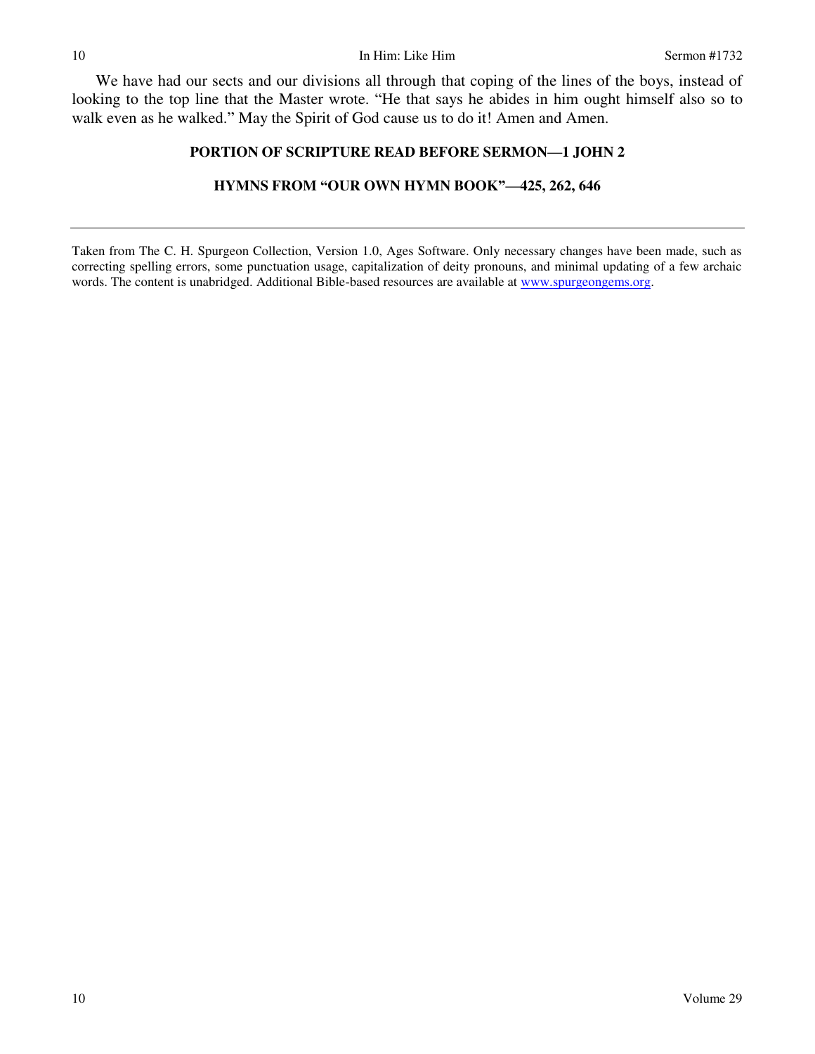We have had our sects and our divisions all through that coping of the lines of the boys, instead of looking to the top line that the Master wrote. "He that says he abides in him ought himself also so to walk even as he walked." May the Spirit of God cause us to do it! Amen and Amen.

**PORTION OF SCRIPTURE READ BEFORE SERMON—1 JOHN 2**

**HYMNS FROM "OUR OWN HYMN BOOK"—425, 262, 646**

---

Taken from The C. H. Spurgeon Collection, Version 1.0, Ages Software. Only necessary changes have been made, such as correcting spelling errors, some punctuation usage, capitalization of deity pronouns, and minimal updating of a few archaic words. The content is unabridged. Additional Bible-based resources are available at [www.spurgeongems.org](http://www.spurgeongems.org).